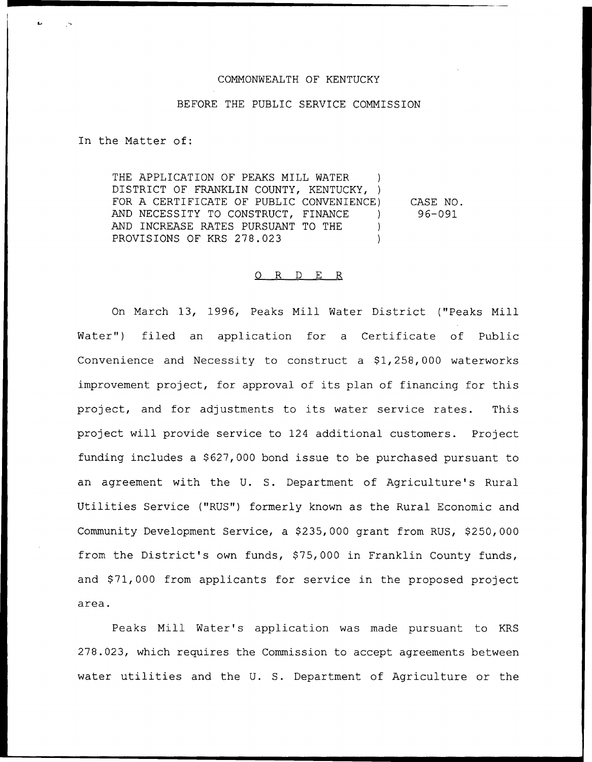COMMONWEALTH OF KENTUCKY

BEFORE THE PUBLIC SERVICE COMMISSION

In the Matter of:

| | |
|---|---|
| THE APPLICATION OF PEAKS MILL WATER DISTRICT OF FRANKLIN COUNTY, KENTUCKY, FOR A CERTIFICATE OF PUBLIC CONVENIENCE AND NECESSITY TO CONSTRUCT, FINANCE AND INCREASE RATES PURSUANT TO THE PROVISIONS OF KRS 278.023 | CASE NO. 96-091 |

## ORDER

On March 13, 1996, Peaks Mill Water District ("Peaks Mill Water") filed an application for a Certificate of Public Convenience and Necessity to construct a $1,258,000 waterworks improvement project, for approval of its plan of financing for this project, and for adjustments to its water service rates. This project will provide service to 124 additional customers. Project funding includes a $627,000 bond issue to be purchased pursuant to an agreement with the U. S. Department of Agriculture's Rural Utilities Service ("RUS") formerly known as the Rural Economic and Community Development Service, a $235,000 grant from RUS, $250,000 from the District's own funds, $75,000 in Franklin County funds, and $71,000 from applicants for service in the proposed project area.

Peaks Mill Water's application was made pursuant to KRS 278.023, which requires the Commission to accept agreements between water utilities and the U. S. Department of Agriculture or the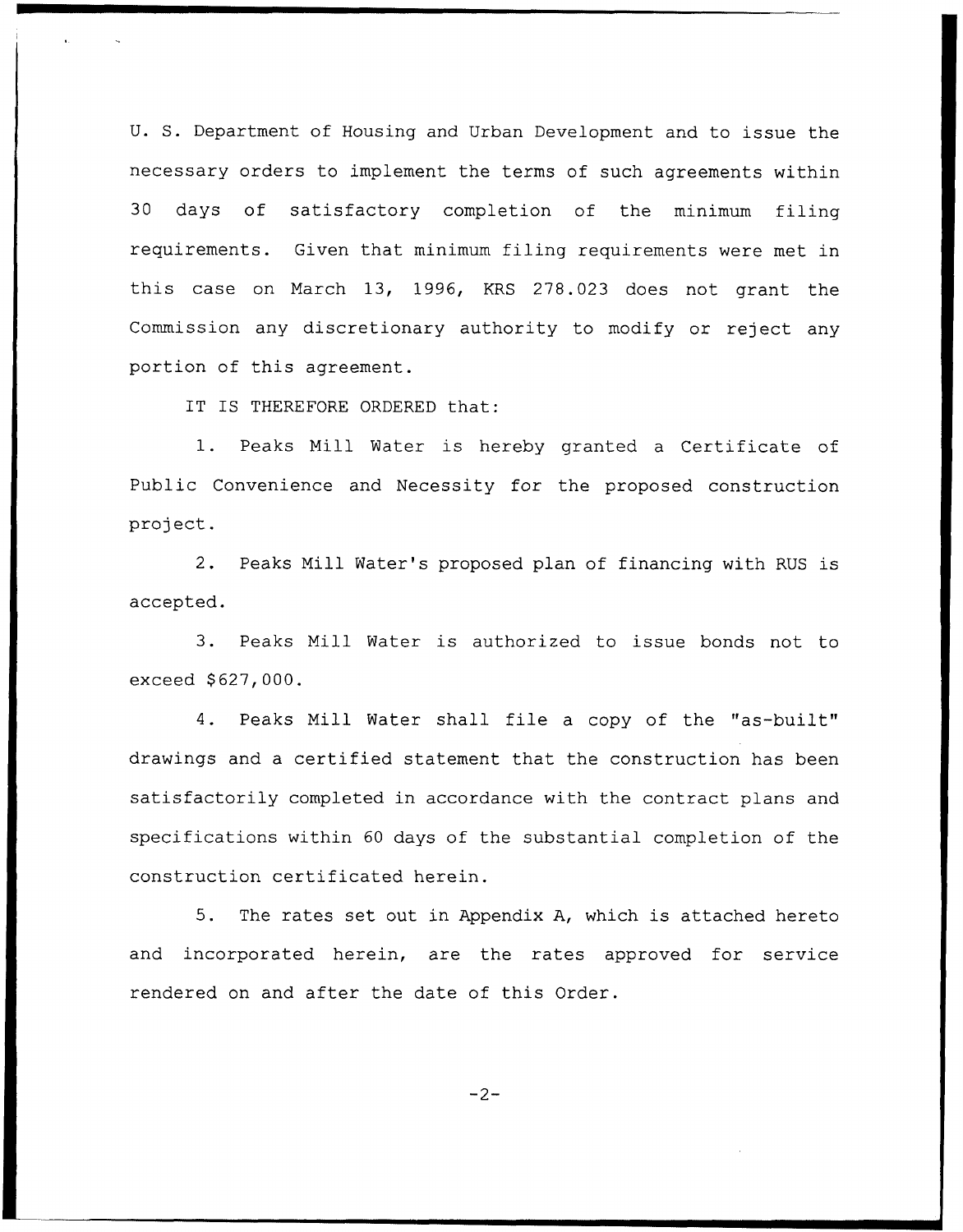U. S. Department of Housing and Urban Development and to issue the necessary orders to implement the terms of such agreements within 30 days of satisfactory completion of the minimum filing requirements. Given that minimum filing requirements were met in this case on March 13, 1996, KRS 278.023 does not grant the Commission any discretionary authority to modify or reject any portion of this agreement.

IT IS THEREFORE ORDERED that:

1. Peaks Mill Water is hereby granted a Certificate of Public Convenience and Necessity for the proposed construction project.

2. Peaks Mill Water's proposed plan of financing with RUS is accepted.

3. Peaks Mill Water is authorized to issue bonds not to exceed $627,000.

4. Peaks Mill Water shall file a copy of the "as-built" drawings and a certified statement that the construction has been satisfactorily completed in accordance with the contract plans and specifications within 60 days of the substantial completion of the construction certificated herein.

5. The rates set out in Appendix A, which is attached hereto and incorporated herein, are the rates approved for service rendered on and after the date of this Order.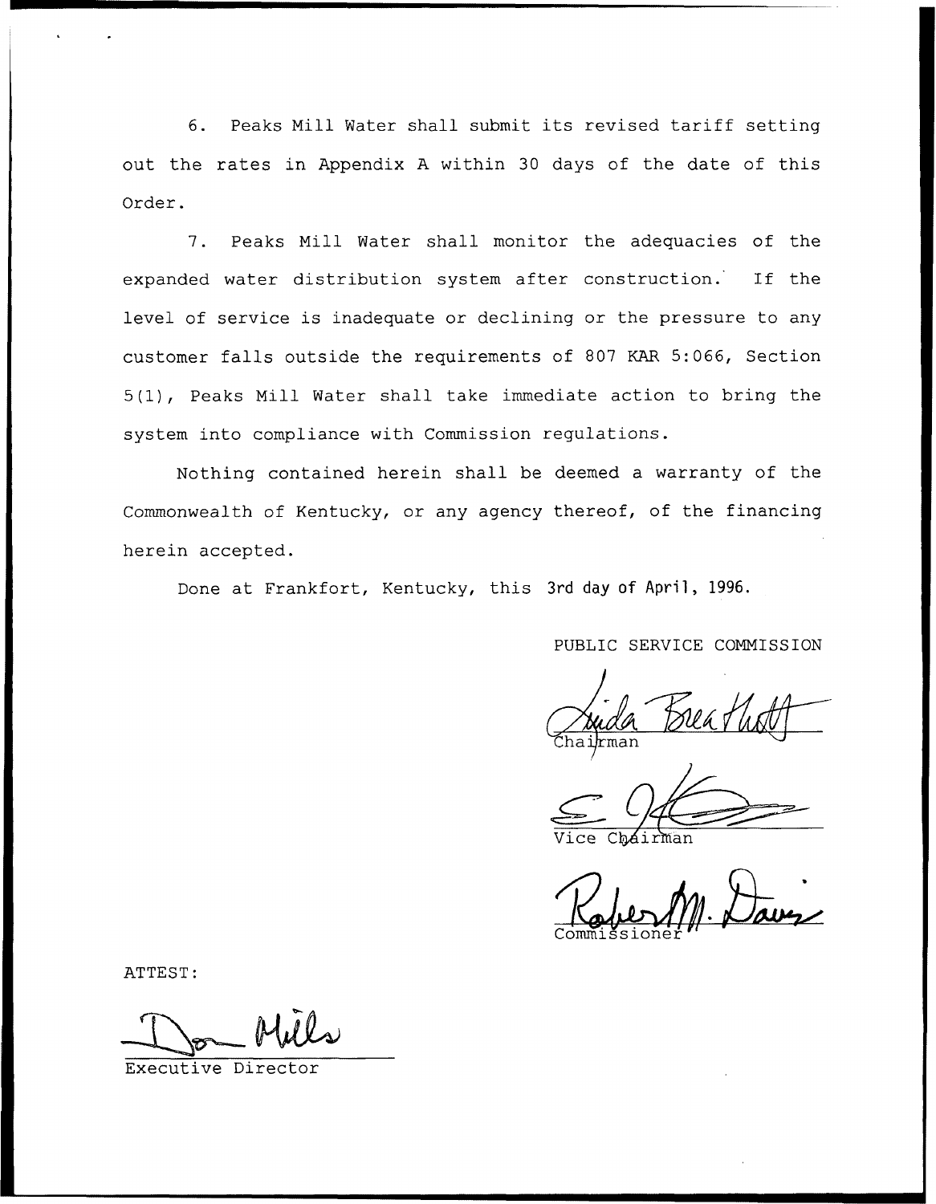6. Peaks Mill Water shall submit its revised tariff setting out the rates in Appendix A within 30 days of the date of this Order.

7. Peaks Mill Water shall monitor the adequacies of the expanded water distribution system after construction. If the level of service is inadequate or declining or the pressure to any customer falls outside the requirements of 807 KAR 5:066, Section 5(1), Peaks Mill Water shall take immediate action to bring the system into compliance with Commission regulations.

Nothing contained herein shall be deemed a warranty of the Commonwealth of Kentucky, or any agency thereof, of the financing herein accepted.

Done at Frankfort, Kentucky, this 3rd day of April, 1996.

PUBLIC SERVICE COMMISSION

Chairman

Vice Chairman

Commissioner

ATTEST:

Executive Director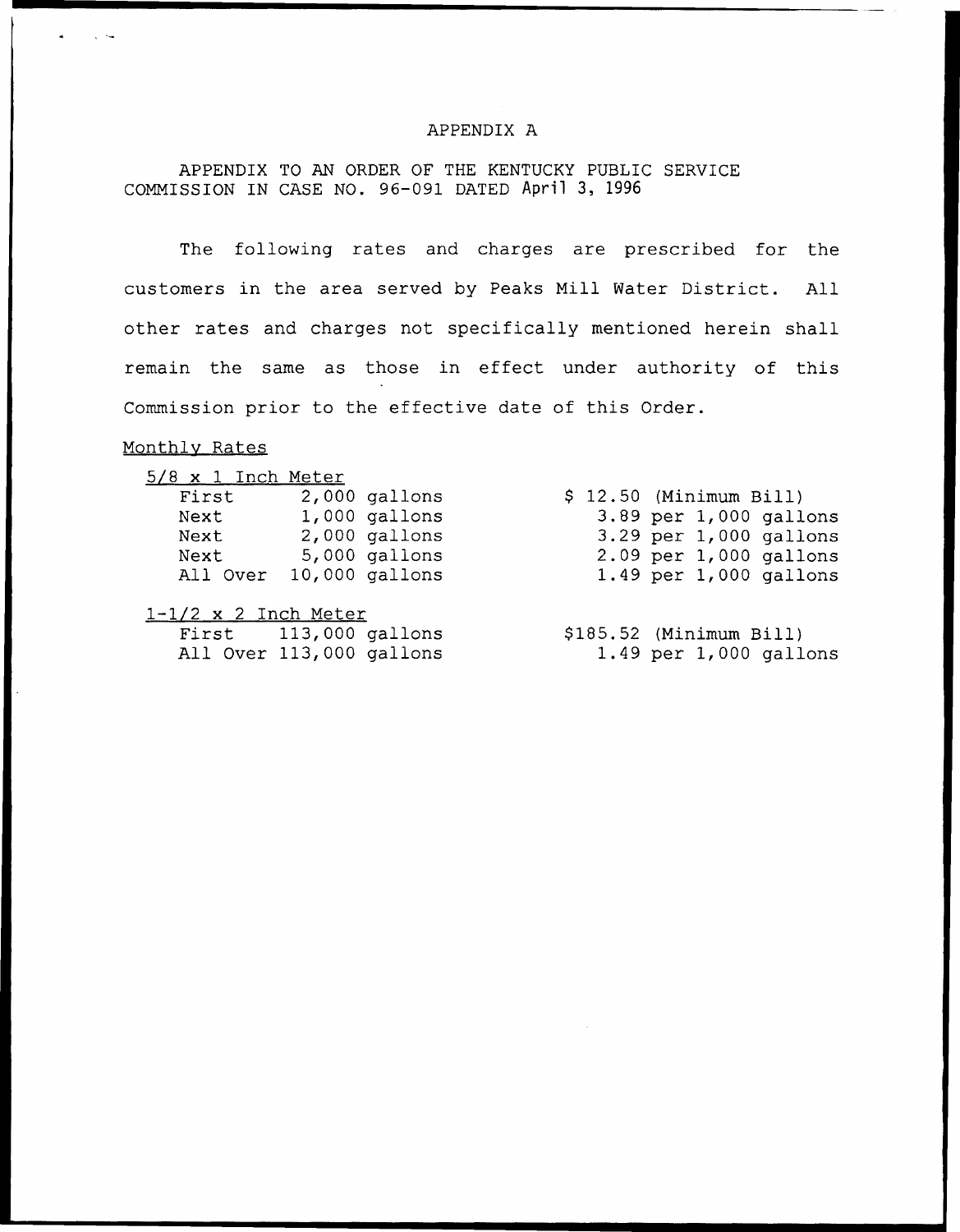# APPENDIX A

APPENDIX TO AN ORDER OF THE KENTUCKY PUBLIC SERVICE COMMISSION IN CASE NO. 96-091 DATED April 3, 1996

The following rates and charges are prescribed for the customers in the area served by Peaks Mill Water District. All other rates and charges not specifically mentioned herein shall remain the same as those in effect under authority of this Commission prior to the effective date of this Order.

Monthly Rates

5/8 x 1 Inch Meter

| | | |
|---|---|---|
| First | 2,000 gallons | $ 12.50 (Minimum Bill) |
| Next | 1,000 gallons | 3.89 per 1,000 gallons |
| Next | 2,000 gallons | 3.29 per 1,000 gallons |
| Next | 5,000 gallons | 2.09 per 1,000 gallons |
| All Over | 10,000 gallons | 1.49 per 1,000 gallons |

1-1/2 x 2 Inch Meter

| | | |
|---|---|---|
| First | 113,000 gallons | $185.52 (Minimum Bill) |
| All Over | 113,000 gallons | 1.49 per 1,000 gallons |